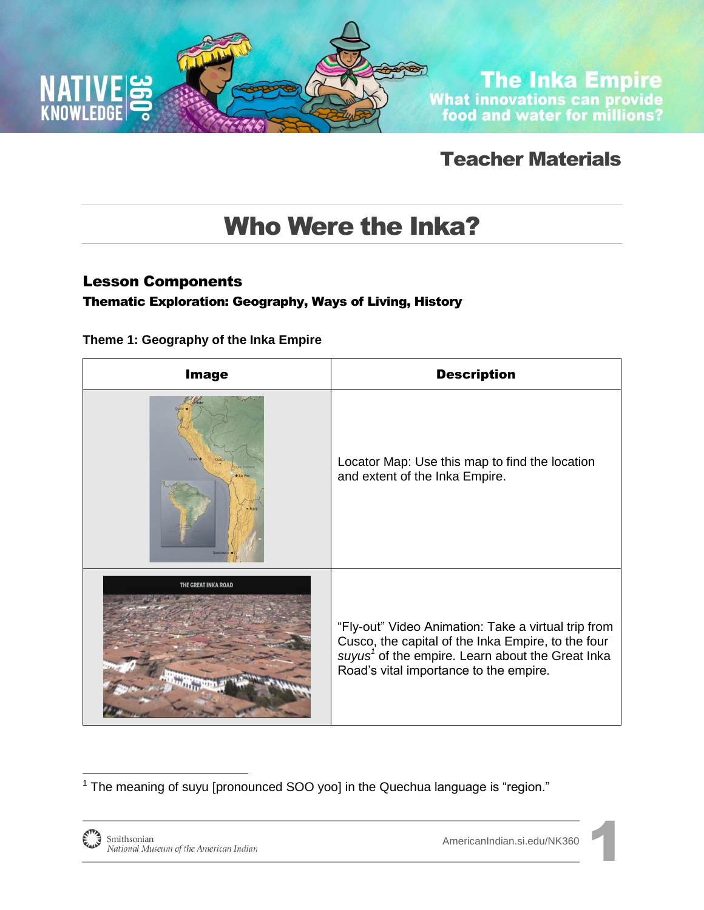# The Inka Empire

What innovations can provide food and water for millions?

## Teacher Materials

# Who Were the Inka?

### Lesson Components

**Thematic Exploration: Geography, Ways of Living, History**

**Theme 1: Geography of the Inka Empire**

| Image | Description |
|---|---|
| | Locator Map: Use this map to find the location and extent of the Inka Empire. |
| | "Fly-out" Video Animation: Take a virtual trip from Cusco, the capital of the Inka Empire, to the four *suyus*[1] of the empire. Learn about the Great Inka Road's vital importance to the empire. |

[1] The meaning of suyu [pronounced SOO yoo] in the Quechua language is "region."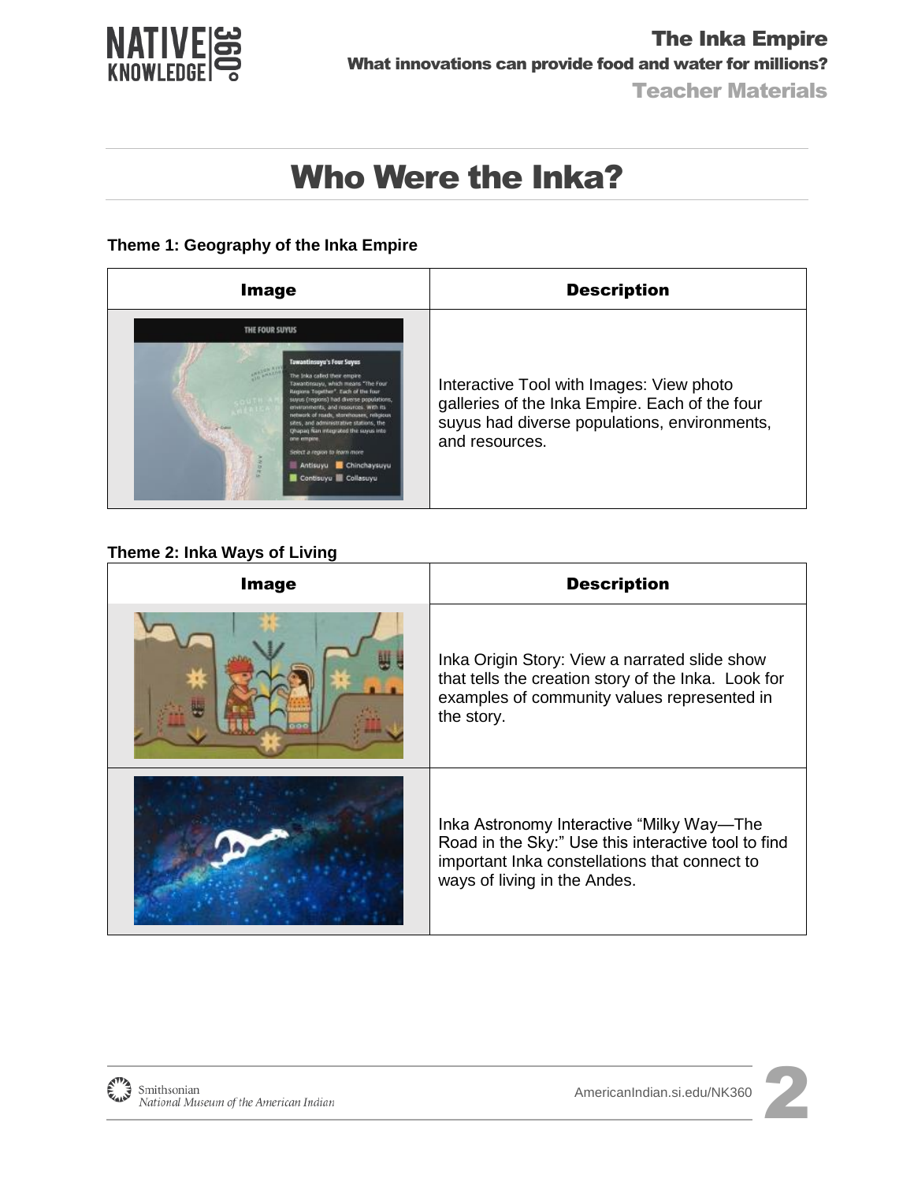# Who Were the Inka?

**Theme 1: Geography of the Inka Empire**

| Image | Description |
| --- | --- |
| | Interactive Tool with Images: View photo galleries of the Inka Empire. Each of the four suyus had diverse populations, environments, and resources. |

**Theme 2: Inka Ways of Living**

| Image | Description |
| --- | --- |
| | Inka Origin Story: View a narrated slide show that tells the creation story of the Inka. Look for examples of community values represented in the story. |
| | Inka Astronomy Interactive "Milky Way—The Road in the Sky:" Use this interactive tool to find important Inka constellations that connect to ways of living in the Andes. |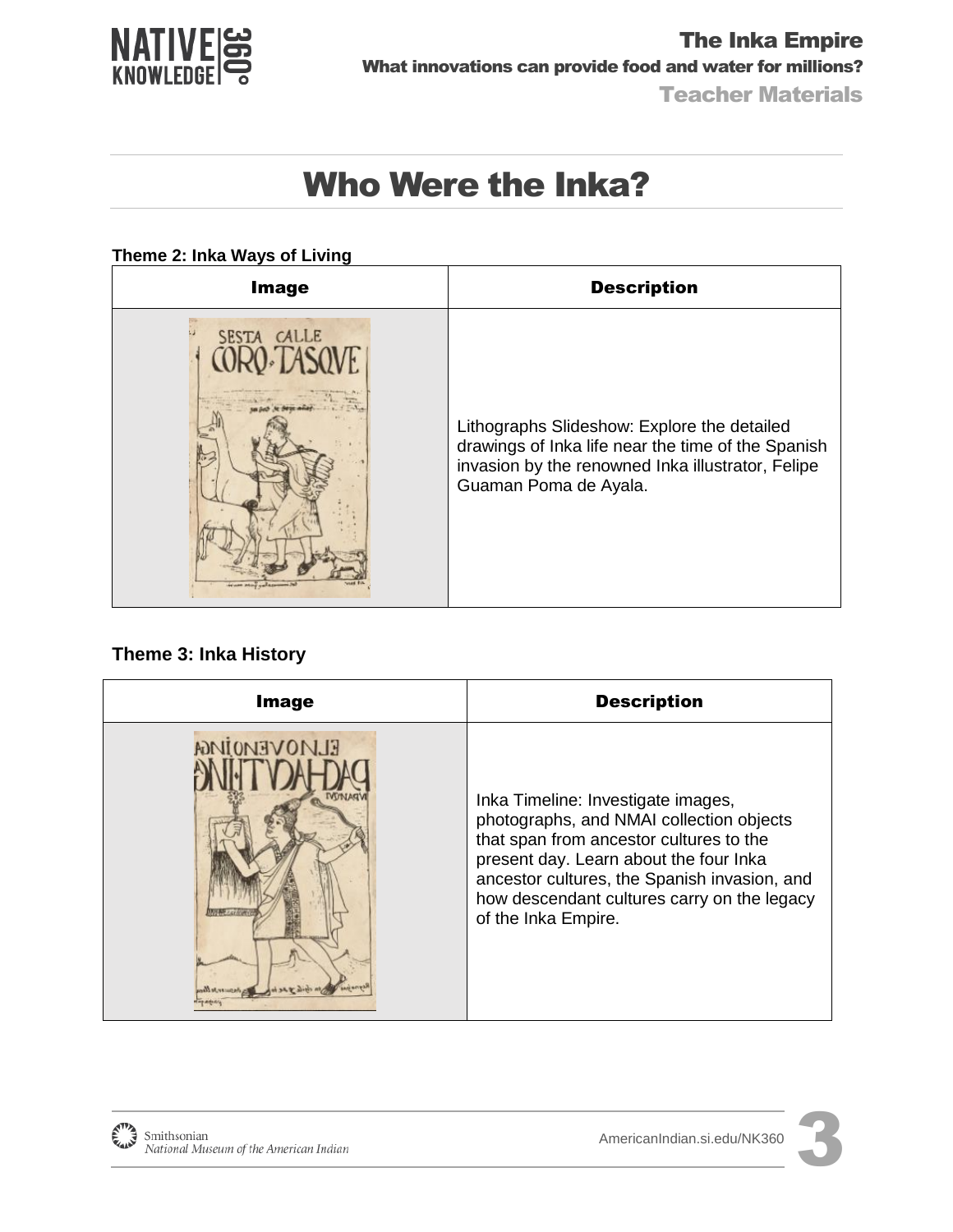# Who Were the Inka?

**Theme 2: Inka Ways of Living**

| Image | Description |
| --- | --- |
| | Lithographs Slideshow: Explore the detailed drawings of Inka life near the time of the Spanish invasion by the renowned Inka illustrator, Felipe Guaman Poma de Ayala. |

**Theme 3: Inka History**

| Image | Description |
| --- | --- |
| | Inka Timeline: Investigate images, photographs, and NMAI collection objects that span from ancestor cultures to the present day. Learn about the four Inka ancestor cultures, the Spanish invasion, and how descendant cultures carry on the legacy of the Inka Empire. |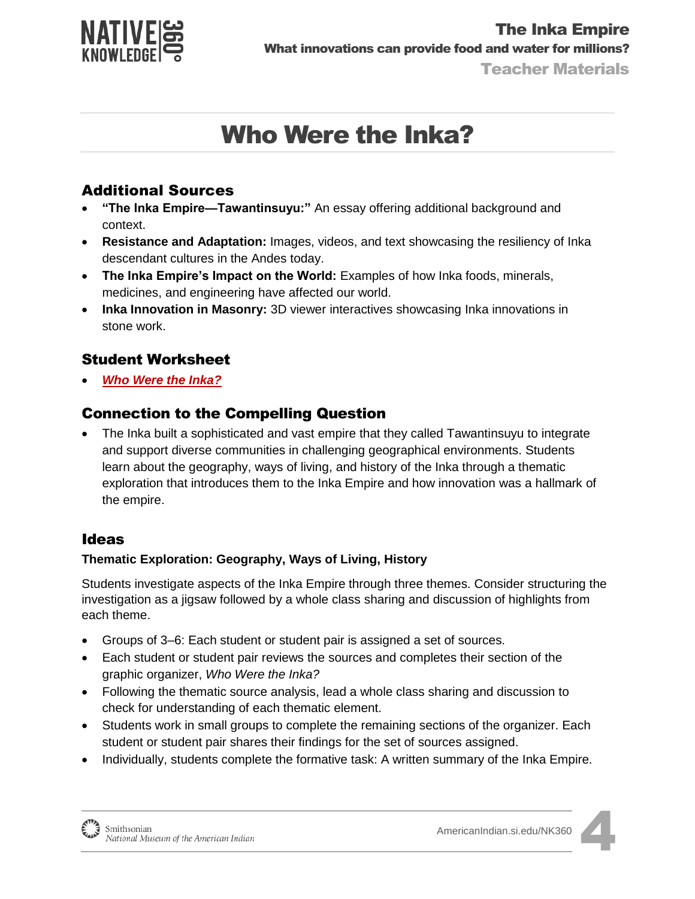# Who Were the Inka?

## Additional Sources

- **"The Inka Empire—Tawantinsuyu:"** An essay offering additional background and context.
- **Resistance and Adaptation:** Images, videos, and text showcasing the resiliency of Inka descendant cultures in the Andes today.
- **The Inka Empire's Impact on the World:** Examples of how Inka foods, minerals, medicines, and engineering have affected our world.
- **Inka Innovation in Masonry:** 3D viewer interactives showcasing Inka innovations in stone work.

## Student Worksheet

- ***Who Were the Inka?***

## Connection to the Compelling Question

- The Inka built a sophisticated and vast empire that they called Tawantinsuyu to integrate and support diverse communities in challenging geographical environments. Students learn about the geography, ways of living, and history of the Inka through a thematic exploration that introduces them to the Inka Empire and how innovation was a hallmark of the empire.

## Ideas

**Thematic Exploration: Geography, Ways of Living, History**

Students investigate aspects of the Inka Empire through three themes. Consider structuring the investigation as a jigsaw followed by a whole class sharing and discussion of highlights from each theme.

- Groups of 3–6: Each student or student pair is assigned a set of sources.
- Each student or student pair reviews the sources and completes their section of the graphic organizer, *Who Were the Inka?*
- Following the thematic source analysis, lead a whole class sharing and discussion to check for understanding of each thematic element.
- Students work in small groups to complete the remaining sections of the organizer. Each student or student pair shares their findings for the set of sources assigned.
- Individually, students complete the formative task: A written summary of the Inka Empire.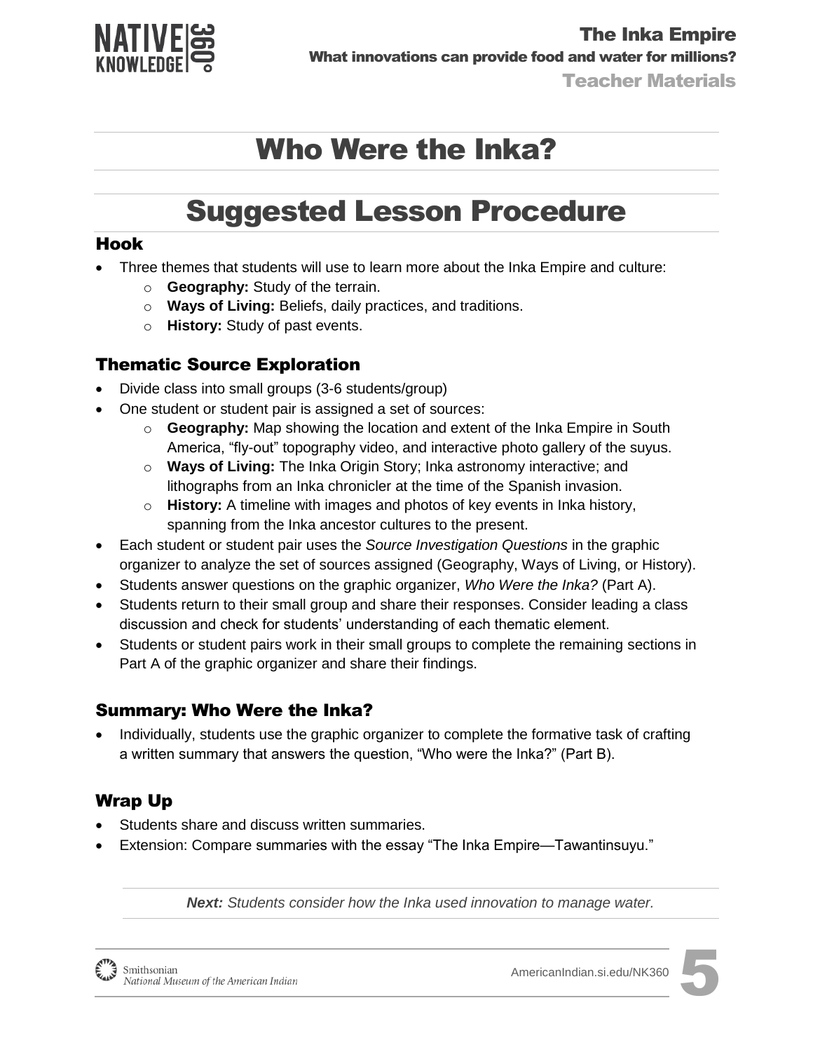# Who Were the Inka?

# Suggested Lesson Procedure

## Hook

- Three themes that students will use to learn more about the Inka Empire and culture:
    - **Geography:** Study of the terrain.
    - **Ways of Living:** Beliefs, daily practices, and traditions.
    - **History:** Study of past events.

## Thematic Source Exploration

- Divide class into small groups (3-6 students/group)
- One student or student pair is assigned a set of sources:
    - **Geography:** Map showing the location and extent of the Inka Empire in South America, "fly-out" topography video, and interactive photo gallery of the suyus.
    - **Ways of Living:** The Inka Origin Story; Inka astronomy interactive; and lithographs from an Inka chronicler at the time of the Spanish invasion.
    - **History:** A timeline with images and photos of key events in Inka history, spanning from the Inka ancestor cultures to the present.
- Each student or student pair uses the *Source Investigation Questions* in the graphic organizer to analyze the set of sources assigned (Geography, Ways of Living, or History).
- Students answer questions on the graphic organizer, *Who Were the Inka?* (Part A).
- Students return to their small group and share their responses. Consider leading a class discussion and check for students' understanding of each thematic element.
- Students or student pairs work in their small groups to complete the remaining sections in Part A of the graphic organizer and share their findings.

## Summary: Who Were the Inka?

- Individually, students use the graphic organizer to complete the formative task of crafting a written summary that answers the question, "Who were the Inka?" (Part B).

## Wrap Up

- Students share and discuss written summaries.
- Extension: Compare summaries with the essay "The Inka Empire—Tawantinsuyu."

***Next:*** *Students consider how the Inka used innovation to manage water.*